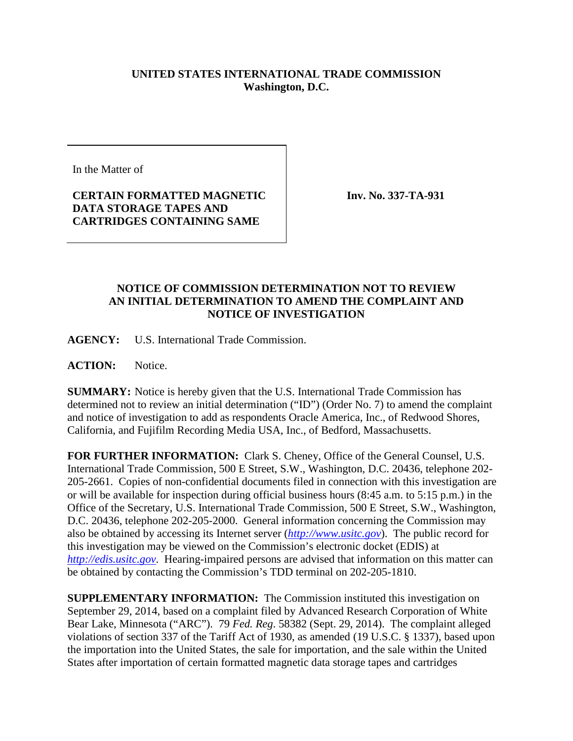**UNITED STATES INTERNATIONAL TRADE COMMISSION**
**Washington, D.C.**

| In the Matter of<br><br>**CERTAIN FORMATTED MAGNETIC DATA STORAGE TAPES AND CARTRIDGES CONTAINING SAME** | **Inv. No. 337-TA-931** |
|---|---|

**NOTICE OF COMMISSION DETERMINATION NOT TO REVIEW AN INITIAL DETERMINATION TO AMEND THE COMPLAINT AND NOTICE OF INVESTIGATION**

**AGENCY:** U.S. International Trade Commission.

**ACTION:** Notice.

**SUMMARY:** Notice is hereby given that the U.S. International Trade Commission has determined not to review an initial determination ("ID") (Order No. 7) to amend the complaint and notice of investigation to add as respondents Oracle America, Inc., of Redwood Shores, California, and Fujifilm Recording Media USA, Inc., of Bedford, Massachusetts.

**FOR FURTHER INFORMATION:** Clark S. Cheney, Office of the General Counsel, U.S. International Trade Commission, 500 E Street, S.W., Washington, D.C. 20436, telephone 202-205-2661. Copies of non-confidential documents filed in connection with this investigation are or will be available for inspection during official business hours (8:45 a.m. to 5:15 p.m.) in the Office of the Secretary, U.S. International Trade Commission, 500 E Street, S.W., Washington, D.C. 20436, telephone 202-205-2000. General information concerning the Commission may also be obtained by accessing its Internet server (*http://www.usitc.gov*). The public record for this investigation may be viewed on the Commission's electronic docket (EDIS) at *http://edis.usitc.gov*. Hearing-impaired persons are advised that information on this matter can be obtained by contacting the Commission's TDD terminal on 202-205-1810.

**SUPPLEMENTARY INFORMATION:** The Commission instituted this investigation on September 29, 2014, based on a complaint filed by Advanced Research Corporation of White Bear Lake, Minnesota ("ARC"). 79 *Fed. Reg*. 58382 (Sept. 29, 2014). The complaint alleged violations of section 337 of the Tariff Act of 1930, as amended (19 U.S.C. § 1337), based upon the importation into the United States, the sale for importation, and the sale within the United States after importation of certain formatted magnetic data storage tapes and cartridges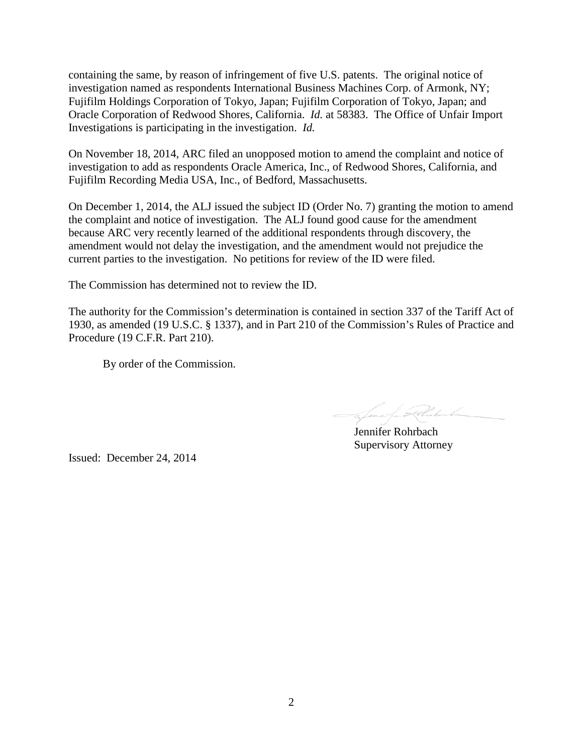containing the same, by reason of infringement of five U.S. patents. The original notice of investigation named as respondents International Business Machines Corp. of Armonk, NY; Fujifilm Holdings Corporation of Tokyo, Japan; Fujifilm Corporation of Tokyo, Japan; and Oracle Corporation of Redwood Shores, California. *Id.* at 58383. The Office of Unfair Import Investigations is participating in the investigation. *Id.*

On November 18, 2014, ARC filed an unopposed motion to amend the complaint and notice of investigation to add as respondents Oracle America, Inc., of Redwood Shores, California, and Fujifilm Recording Media USA, Inc., of Bedford, Massachusetts.

On December 1, 2014, the ALJ issued the subject ID (Order No. 7) granting the motion to amend the complaint and notice of investigation. The ALJ found good cause for the amendment because ARC very recently learned of the additional respondents through discovery, the amendment would not delay the investigation, and the amendment would not prejudice the current parties to the investigation. No petitions for review of the ID were filed.

The Commission has determined not to review the ID.

The authority for the Commission's determination is contained in section 337 of the Tariff Act of 1930, as amended (19 U.S.C. § 1337), and in Part 210 of the Commission's Rules of Practice and Procedure (19 C.F.R. Part 210).

By order of the Commission.

Jennifer Rohrbach
Supervisory Attorney

Issued: December 24, 2014